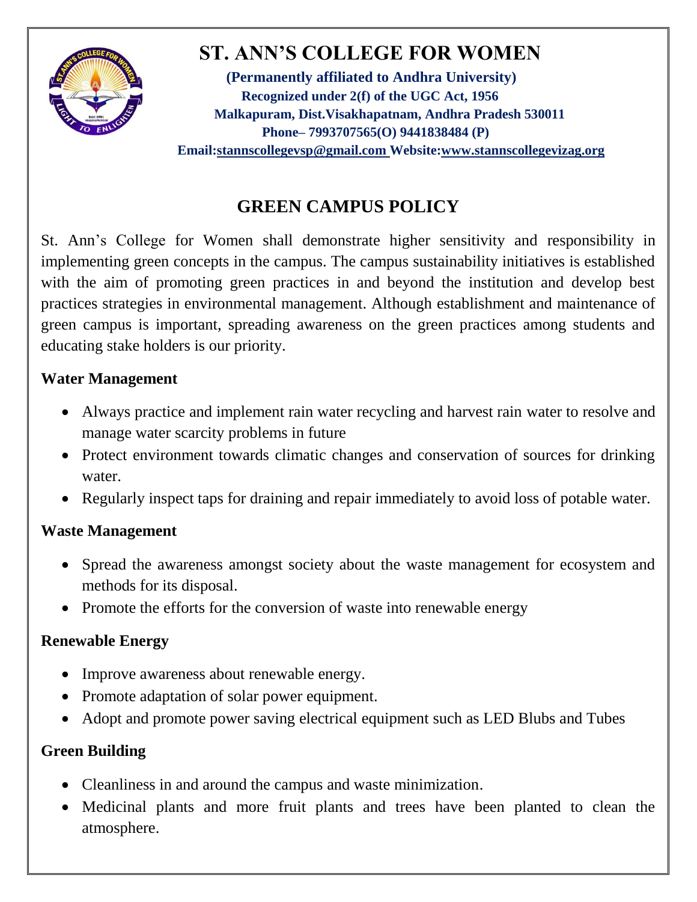# ST. ANN'S COLLEGE FOR WOMEN

**(Permanently affiliated to Andhra University)**
**Recognized under 2(f) of the UGC Act, 1956**
**Malkapuram, Dist.Visakhapatnam, Andhra Pradesh 530011**
**Phone– 7993707565(O) 9441838484 (P)**
**Email:stannscollegevsp@gmail.com Website:www.stannscollegevizag.org**

## GREEN CAMPUS POLICY

St. Ann's College for Women shall demonstrate higher sensitivity and responsibility in implementing green concepts in the campus. The campus sustainability initiatives is established with the aim of promoting green practices in and beyond the institution and develop best practices strategies in environmental management. Although establishment and maintenance of green campus is important, spreading awareness on the green practices among students and educating stake holders is our priority.

### Water Management

- Always practice and implement rain water recycling and harvest rain water to resolve and manage water scarcity problems in future
- Protect environment towards climatic changes and conservation of sources for drinking water.
- Regularly inspect taps for draining and repair immediately to avoid loss of potable water.

### Waste Management

- Spread the awareness amongst society about the waste management for ecosystem and methods for its disposal.
- Promote the efforts for the conversion of waste into renewable energy

### Renewable Energy

- Improve awareness about renewable energy.
- Promote adaptation of solar power equipment.
- Adopt and promote power saving electrical equipment such as LED Blubs and Tubes

### Green Building

- Cleanliness in and around the campus and waste minimization.
- Medicinal plants and more fruit plants and trees have been planted to clean the atmosphere.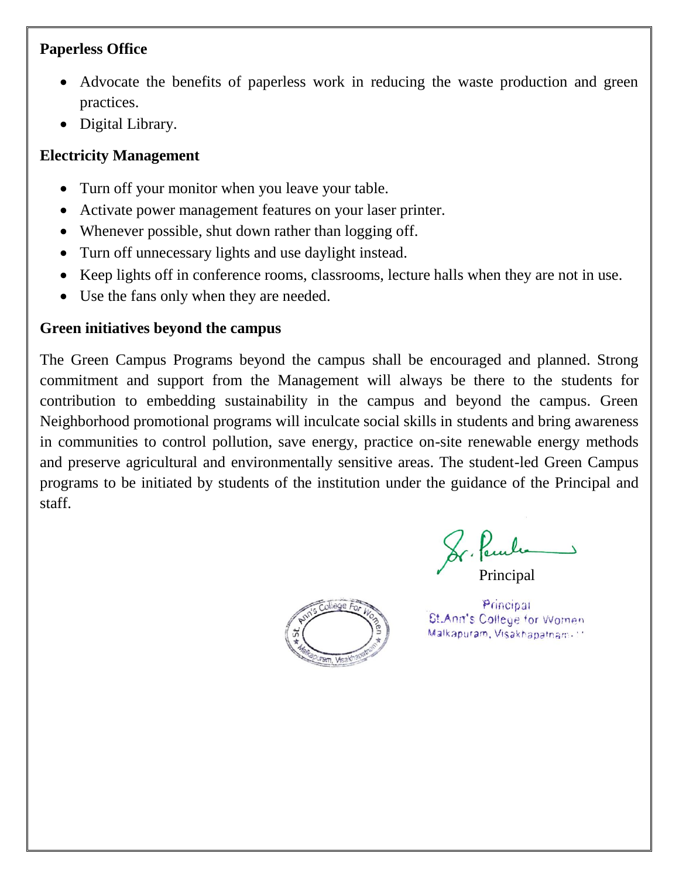**Paperless Office**

- Advocate the benefits of paperless work in reducing the waste production and green practices.
- Digital Library.

**Electricity Management**

- Turn off your monitor when you leave your table.
- Activate power management features on your laser printer.
- Whenever possible, shut down rather than logging off.
- Turn off unnecessary lights and use daylight instead.
- Keep lights off in conference rooms, classrooms, lecture halls when they are not in use.
- Use the fans only when they are needed.

**Green initiatives beyond the campus**

The Green Campus Programs beyond the campus shall be encouraged and planned. Strong commitment and support from the Management will always be there to the students for contribution to embedding sustainability in the campus and beyond the campus. Green Neighborhood promotional programs will inculcate social skills in students and bring awareness in communities to control pollution, save energy, practice on-site renewable energy methods and preserve agricultural and environmentally sensitive areas. The student-led Green Campus programs to be initiated by students of the institution under the guidance of the Principal and staff.

Principal

Principal
St.Ann's College for Women
Malkapuram, Visakhapatnam